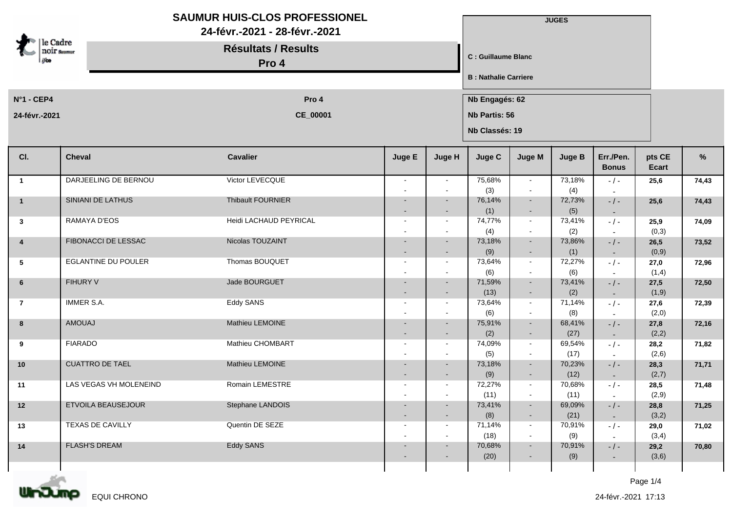# SAUMUR HUIS-CLOS PROFESSIONEL

24-févr.-2021 - 28-févr.-2021

## Résultats / Results

## Pro 4

**JUGES**

**C : Guillaume Blanc**

**B : Nathalie Carriere**

**N°1 - CEP4** — **Pro 4**

**24-févr.-2021** — **CE_00001**

**Nb Engagés: 62**

**Nb Partis: 56**

**Nb Classés: 19**

| Cl. | Cheval | Cavalier | Juge E | Juge H | Juge C | Juge M | Juge B | Err./Pen. Bonus | pts CE Ecart | % |
|---|---|---|---|---|---|---|---|---|---|---|
| 1 | DARJEELING DE BERNOU | Victor LEVECQUE | - - | - - | 75,68% (3) | - - | 73,18% (4) | - / - - | 25,6 | 74,43 |
| 1 | SINIANI DE LATHUS | Thibault FOURNIER | - - | - - | 76,14% (1) | - - | 72,73% (5) | - / - - | 25,6 | 74,43 |
| 3 | RAMAYA D'EOS | Heidi LACHAUD PEYRICAL | - - | - - | 74,77% (4) | - - | 73,41% (2) | - / - - | 25,9 (0,3) | 74,09 |
| 4 | FIBONACCI DE LESSAC | Nicolas TOUZAINT | - - | - - | 73,18% (9) | - - | 73,86% (1) | - / - - | 26,5 (0,9) | 73,52 |
| 5 | EGLANTINE DU POULER | Thomas BOUQUET | - - | - - | 73,64% (6) | - - | 72,27% (6) | - / - - | 27,0 (1,4) | 72,96 |
| 6 | FIHURY V | Jade BOURGUET | - - | - - | 71,59% (13) | - - | 73,41% (2) | - / - - | 27,5 (1,9) | 72,50 |
| 7 | IMMER S.A. | Eddy SANS | - - | - - | 73,64% (6) | - - | 71,14% (8) | - / - - | 27,6 (2,0) | 72,39 |
| 8 | AMOUAJ | Mathieu LEMOINE | - - | - - | 75,91% (2) | - - | 68,41% (27) | - / - - | 27,8 (2,2) | 72,16 |
| 9 | FIARADO | Mathieu CHOMBART | - - | - - | 74,09% (5) | - - | 69,54% (17) | - / - - | 28,2 (2,6) | 71,82 |
| 10 | CUATTRO DE TAEL | Mathieu LEMOINE | - - | - - | 73,18% (9) | - - | 70,23% (12) | - / - - | 28,3 (2,7) | 71,71 |
| 11 | LAS VEGAS VH MOLENEIND | Romain LEMESTRE | - - | - - | 72,27% (11) | - - | 70,68% (11) | - / - - | 28,5 (2,9) | 71,48 |
| 12 | ETVOILA BEAUSEJOUR | Stephane LANDOIS | - - | - - | 73,41% (8) | - - | 69,09% (21) | - / - - | 28,8 (3,2) | 71,25 |
| 13 | TEXAS DE CAVILLY | Quentin DE SEZE | - - | - - | 71,14% (18) | - - | 70,91% (9) | - / - - | 29,0 (3,4) | 71,02 |
| 14 | FLASH'S DREAM | Eddy SANS | - - | - - | 70,68% (20) | - - | 70,91% (9) | - / - - | 29,2 (3,6) | 70,80 |

EQUI CHRONO

24-févr.-2021 17:13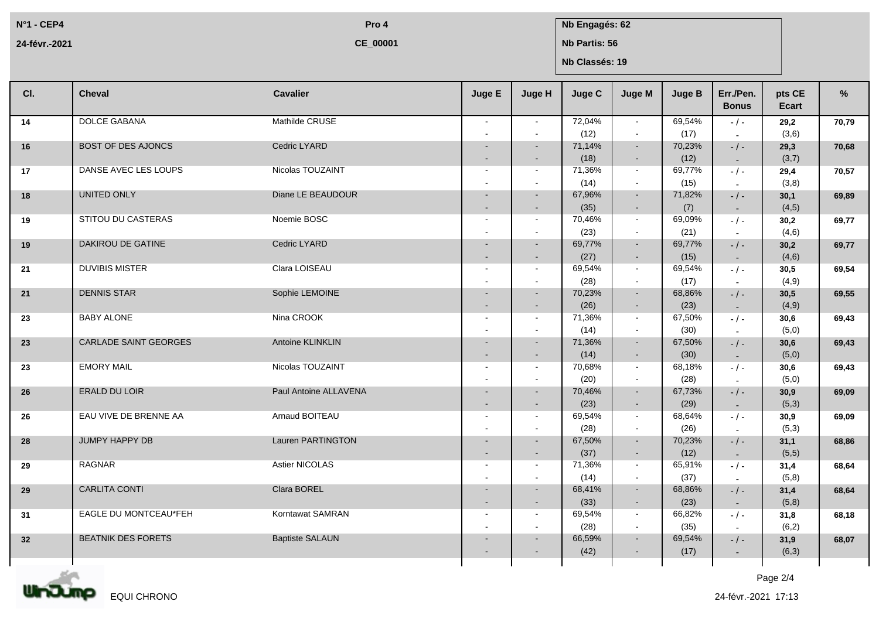N°1 - CEP4 — Pro 4 — CE_00001

24-févr.-2021

Nb Engagés: 62
Nb Partis: 56
Nb Classés: 19

| Cl. | Cheval | Cavalier | Juge E | Juge H | Juge C | Juge M | Juge B | Err./Pen. Bonus | pts CE Ecart | % |
|---|---|---|---|---|---|---|---|---|---|---|
| 14 | DOLCE GABANA | Mathilde CRUSE | - - | - - | 72,04% (12) | - - | 69,54% (17) | - / - - | **29,2** (3,6) | **70,79** |
| 16 | BOST OF DES AJONCS | Cedric LYARD | - - | - - | 71,14% (18) | - - | 70,23% (12) | - / - - | **29,3** (3,7) | **70,68** |
| 17 | DANSE AVEC LES LOUPS | Nicolas TOUZAINT | - - | - - | 71,36% (14) | - - | 69,77% (15) | - / - - | **29,4** (3,8) | **70,57** |
| 18 | UNITED ONLY | Diane LE BEAUDOUR | - - | - - | 67,96% (35) | - - | 71,82% (7) | - / - - | **30,1** (4,5) | **69,89** |
| 19 | STITOU DU CASTERAS | Noemie BOSC | - - | - - | 70,46% (23) | - - | 69,09% (21) | - / - - | **30,2** (4,6) | **69,77** |
| 19 | DAKIROU DE GATINE | Cedric LYARD | - - | - - | 69,77% (27) | - - | 69,77% (15) | - / - - | **30,2** (4,6) | **69,77** |
| 21 | DUVIBIS MISTER | Clara LOISEAU | - - | - - | 69,54% (28) | - - | 69,54% (17) | - / - - | **30,5** (4,9) | **69,54** |
| 21 | DENNIS STAR | Sophie LEMOINE | - - | - - | 70,23% (26) | - - | 68,86% (23) | - / - - | **30,5** (4,9) | **69,55** |
| 23 | BABY ALONE | Nina CROOK | - - | - - | 71,36% (14) | - - | 67,50% (30) | - / - - | **30,6** (5,0) | **69,43** |
| 23 | CARLADE SAINT GEORGES | Antoine KLINKLIN | - - | - - | 71,36% (14) | - - | 67,50% (30) | - / - - | **30,6** (5,0) | **69,43** |
| 23 | EMORY MAIL | Nicolas TOUZAINT | - - | - - | 70,68% (20) | - - | 68,18% (28) | - / - - | **30,6** (5,0) | **69,43** |
| 26 | ERALD DU LOIR | Paul Antoine ALLAVENA | - - | - - | 70,46% (23) | - - | 67,73% (29) | - / - - | **30,9** (5,3) | **69,09** |
| 26 | EAU VIVE DE BRENNE AA | Arnaud BOITEAU | - - | - - | 69,54% (28) | - - | 68,64% (26) | - / - - | **30,9** (5,3) | **69,09** |
| 28 | JUMPY HAPPY DB | Lauren PARTINGTON | - - | - - | 67,50% (37) | - - | 70,23% (12) | - / - - | **31,1** (5,5) | **68,86** |
| 29 | RAGNAR | Astier NICOLAS | - - | - - | 71,36% (14) | - - | 65,91% (37) | - / - - | **31,4** (5,8) | **68,64** |
| 29 | CARLITA CONTI | Clara BOREL | - - | - - | 68,41% (33) | - - | 68,86% (23) | - / - - | **31,4** (5,8) | **68,64** |
| 31 | EAGLE DU MONTCEAU*FEH | Korntawat SAMRAN | - - | - - | 69,54% (28) | - - | 66,82% (35) | - / - - | **31,8** (6,2) | **68,18** |
| 32 | BEATNIK DES FORETS | Baptiste SALAUN | - - | - - | 66,59% (42) | - - | 69,54% (17) | - / - - | **31,9** (6,3) | **68,07** |

EQUI CHRONO

24-févr.-2021 17:13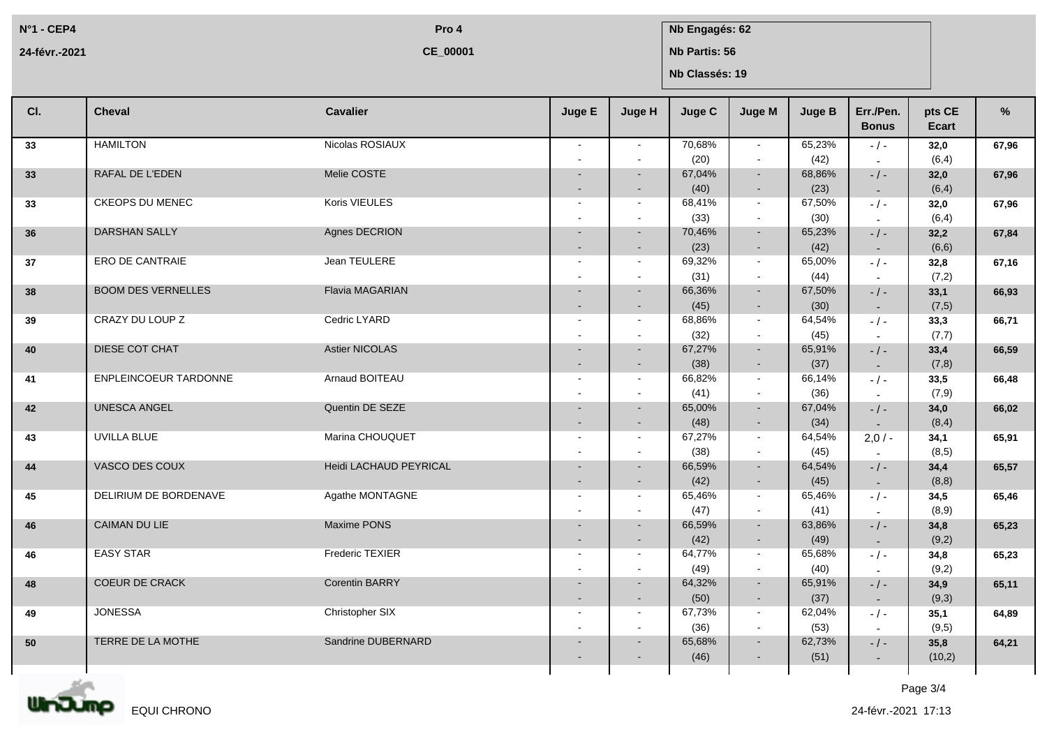N°1 - CEP4 | Pro 4 | Nb Engagés: 62

24-févr.-2021 | CE_00001 | Nb Partis: 56

Nb Classés: 19

| Cl. | Cheval | Cavalier | Juge E | Juge H | Juge C | Juge M | Juge B | Err./Pen. Bonus | pts CE Ecart | % |
|---|---|---|---|---|---|---|---|---|---|---|
| 33 | HAMILTON | Nicolas ROSIAUX | - - | - - | 70,68% (20) | - - | 65,23% (42) | - / - - | **32,0** (6,4) | **67,96** |
| 33 | RAFAL DE L'EDEN | Melie COSTE | - - | - - | 67,04% (40) | - - | 68,86% (23) | - / - - | **32,0** (6,4) | **67,96** |
| 33 | CKEOPS DU MENEC | Koris VIEULES | - - | - - | 68,41% (33) | - - | 67,50% (30) | - / - - | **32,0** (6,4) | **67,96** |
| 36 | DARSHAN SALLY | Agnes DECRION | - - | - - | 70,46% (23) | - - | 65,23% (42) | - / - - | **32,2** (6,6) | **67,84** |
| 37 | ERO DE CANTRAIE | Jean TEULERE | - - | - - | 69,32% (31) | - - | 65,00% (44) | - / - - | **32,8** (7,2) | **67,16** |
| 38 | BOOM DES VERNELLES | Flavia MAGARIAN | - - | - - | 66,36% (45) | - - | 67,50% (30) | - / - - | **33,1** (7,5) | **66,93** |
| 39 | CRAZY DU LOUP Z | Cedric LYARD | - - | - - | 68,86% (32) | - - | 64,54% (45) | - / - - | **33,3** (7,7) | **66,71** |
| 40 | DIESE COT CHAT | Astier NICOLAS | - - | - - | 67,27% (38) | - - | 65,91% (37) | - / - - | **33,4** (7,8) | **66,59** |
| 41 | ENPLEINCOEUR TARDONNE | Arnaud BOITEAU | - - | - - | 66,82% (41) | - - | 66,14% (36) | - / - - | **33,5** (7,9) | **66,48** |
| 42 | UNESCA ANGEL | Quentin DE SEZE | - - | - - | 65,00% (48) | - - | 67,04% (34) | - / - - | **34,0** (8,4) | **66,02** |
| 43 | UVILLA BLUE | Marina CHOUQUET | - - | - - | 67,27% (38) | - - | 64,54% (45) | 2,0 / - - | **34,1** (8,5) | **65,91** |
| 44 | VASCO DES COUX | Heidi LACHAUD PEYRICAL | - - | - - | 66,59% (42) | - - | 64,54% (45) | - / - - | **34,4** (8,8) | **65,57** |
| 45 | DELIRIUM DE BORDENAVE | Agathe MONTAGNE | - - | - - | 65,46% (47) | - - | 65,46% (41) | - / - - | **34,5** (8,9) | **65,46** |
| 46 | CAIMAN DU LIE | Maxime PONS | - - | - - | 66,59% (42) | - - | 63,86% (49) | - / - - | **34,8** (9,2) | **65,23** |
| 46 | EASY STAR | Frederic TEXIER | - - | - - | 64,77% (49) | - - | 65,68% (40) | - / - - | **34,8** (9,2) | **65,23** |
| 48 | COEUR DE CRACK | Corentin BARRY | - - | - - | 64,32% (50) | - - | 65,91% (37) | - / - - | **34,9** (9,3) | **65,11** |
| 49 | JONESSA | Christopher SIX | - - | - - | 67,73% (36) | - - | 62,04% (53) | - / - - | **35,1** (9,5) | **64,89** |
| 50 | TERRE DE LA MOTHE | Sandrine DUBERNARD | - - | - - | 65,68% (46) | - - | 62,73% (51) | - / - - | **35,8** (10,2) | **64,21** |

EQUI CHRONO

24-févr.-2021 17:13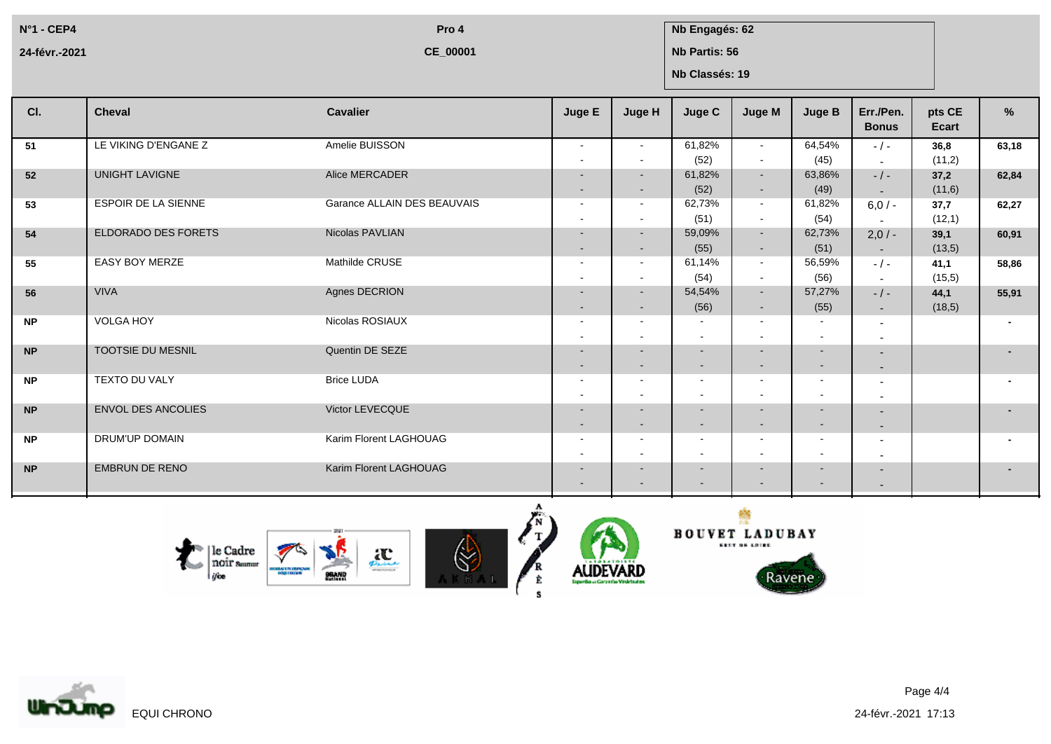N°1 - CEP4

24-févr.-2021

Pro 4

CE_00001

Nb Engagés: 62

Nb Partis: 56

Nb Classés: 19

| Cl. | Cheval | Cavalier | Juge E | Juge H | Juge C | Juge M | Juge B | Err./Pen. Bonus | pts CE Ecart | % |
|---|---|---|---|---|---|---|---|---|---|---|
| 51 | LE VIKING D'ENGANE Z | Amelie BUISSON | - - | - - | 61,82% (52) | - - | 64,54% (45) | - / - - | 36,8 (11,2) | 63,18 |
| 52 | UNIGHT LAVIGNE | Alice MERCADER | - - | - - | 61,82% (52) | - - | 63,86% (49) | - / - - | 37,2 (11,6) | 62,84 |
| 53 | ESPOIR DE LA SIENNE | Garance ALLAIN DES BEAUVAIS | - - | - - | 62,73% (51) | - - | 61,82% (54) | 6,0 / - - | 37,7 (12,1) | 62,27 |
| 54 | ELDORADO DES FORETS | Nicolas PAVLIAN | - - | - - | 59,09% (55) | - - | 62,73% (51) | 2,0 / - - | 39,1 (13,5) | 60,91 |
| 55 | EASY BOY MERZE | Mathilde CRUSE | - - | - - | 61,14% (54) | - - | 56,59% (56) | - / - - | 41,1 (15,5) | 58,86 |
| 56 | VIVA | Agnes DECRION | - - | - - | 54,54% (56) | - - | 57,27% (55) | - / - - | 44,1 (18,5) | 55,91 |
| NP | VOLGA HOY | Nicolas ROSIAUX | - - | - - | - - | - - | - - | - - | | - |
| NP | TOOTSIE DU MESNIL | Quentin DE SEZE | - - | - - | - - | - - | - - | - - | | - |
| NP | TEXTO DU VALY | Brice LUDA | - - | - - | - - | - - | - - | - - | | - |
| NP | ENVOL DES ANCOLIES | Victor LEVECQUE | - - | - - | - - | - - | - - | - - | | - |
| NP | DRUM'UP DOMAIN | Karim Florent LAGHOUAG | - - | - - | - - | - - | - - | - - | | - |
| NP | EMBRUN DE RENO | Karim Florent LAGHOUAG | - - | - - | - - | - - | - - | - - | | - |

EQUI CHRONO

24-févr.-2021 17:13